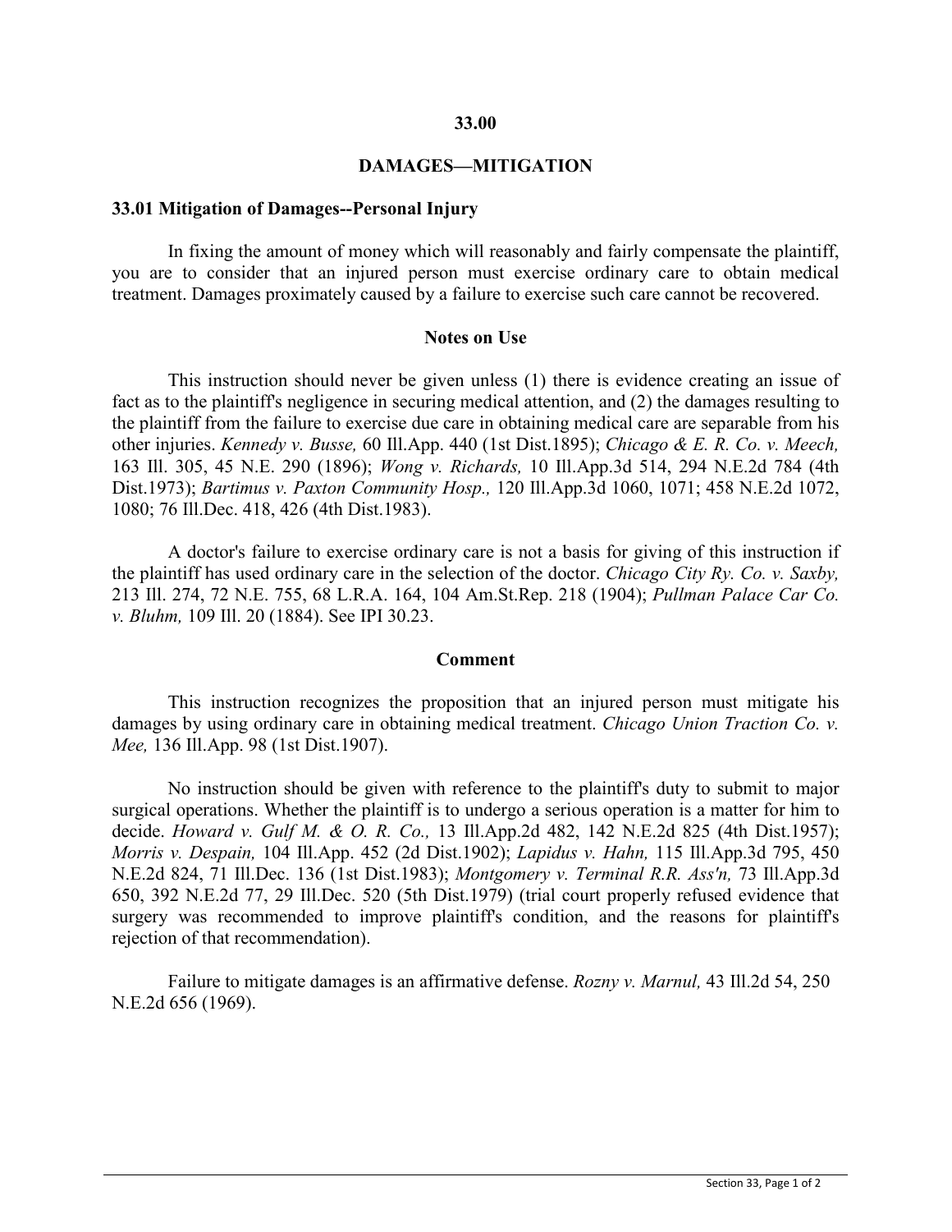# 33.00

# DAMAGES—MITIGATION

## 33.01 Mitigation of Damages--Personal Injury

In fixing the amount of money which will reasonably and fairly compensate the plaintiff, you are to consider that an injured person must exercise ordinary care to obtain medical treatment. Damages proximately caused by a failure to exercise such care cannot be recovered.

### Notes on Use

This instruction should never be given unless (1) there is evidence creating an issue of fact as to the plaintiff's negligence in securing medical attention, and (2) the damages resulting to the plaintiff from the failure to exercise due care in obtaining medical care are separable from his other injuries. *Kennedy v. Busse,* 60 Ill.App. 440 (1st Dist.1895); *Chicago & E. R. Co. v. Meech,* 163 Ill. 305, 45 N.E. 290 (1896); *Wong v. Richards,* 10 Ill.App.3d 514, 294 N.E.2d 784 (4th Dist.1973); *Bartimus v. Paxton Community Hosp.,* 120 Ill.App.3d 1060, 1071; 458 N.E.2d 1072, 1080; 76 Ill.Dec. 418, 426 (4th Dist.1983).

A doctor's failure to exercise ordinary care is not a basis for giving of this instruction if the plaintiff has used ordinary care in the selection of the doctor. *Chicago City Ry. Co. v. Saxby,* 213 Ill. 274, 72 N.E. 755, 68 L.R.A. 164, 104 Am.St.Rep. 218 (1904); *Pullman Palace Car Co. v. Bluhm,* 109 Ill. 20 (1884). See IPI 30.23.

### Comment

This instruction recognizes the proposition that an injured person must mitigate his damages by using ordinary care in obtaining medical treatment. *Chicago Union Traction Co. v. Mee,* 136 Ill.App. 98 (1st Dist.1907).

No instruction should be given with reference to the plaintiff's duty to submit to major surgical operations. Whether the plaintiff is to undergo a serious operation is a matter for him to decide. *Howard v. Gulf M. & O. R. Co.,* 13 Ill.App.2d 482, 142 N.E.2d 825 (4th Dist.1957); *Morris v. Despain,* 104 Ill.App. 452 (2d Dist.1902); *Lapidus v. Hahn,* 115 Ill.App.3d 795, 450 N.E.2d 824, 71 Ill.Dec. 136 (1st Dist.1983); *Montgomery v. Terminal R.R. Ass'n,* 73 Ill.App.3d 650, 392 N.E.2d 77, 29 Ill.Dec. 520 (5th Dist.1979) (trial court properly refused evidence that surgery was recommended to improve plaintiff's condition, and the reasons for plaintiff's rejection of that recommendation).

Failure to mitigate damages is an affirmative defense. *Rozny v. Marnul,* 43 Ill.2d 54, 250 N.E.2d 656 (1969).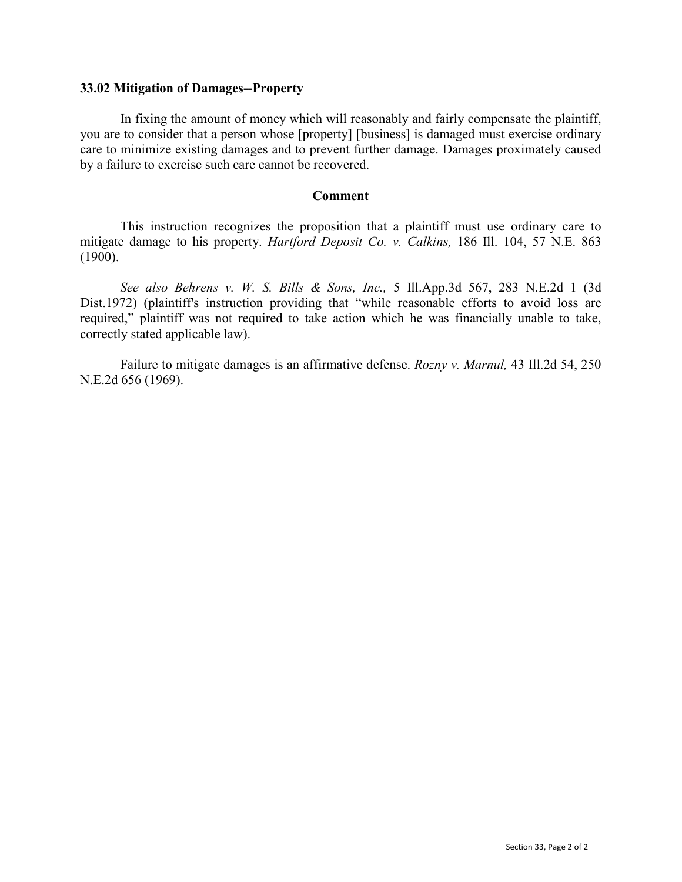### 33.02 Mitigation of Damages--Property

In fixing the amount of money which will reasonably and fairly compensate the plaintiff, you are to consider that a person whose [property] [business] is damaged must exercise ordinary care to minimize existing damages and to prevent further damage. Damages proximately caused by a failure to exercise such care cannot be recovered.

#### Comment

This instruction recognizes the proposition that a plaintiff must use ordinary care to mitigate damage to his property. *Hartford Deposit Co. v. Calkins,* 186 Ill. 104, 57 N.E. 863 (1900).

*See also Behrens v. W. S. Bills & Sons, Inc.,* 5 Ill.App.3d 567, 283 N.E.2d 1 (3d Dist.1972) (plaintiff's instruction providing that "while reasonable efforts to avoid loss are required," plaintiff was not required to take action which he was financially unable to take, correctly stated applicable law).

Failure to mitigate damages is an affirmative defense. *Rozny v. Marnul,* 43 Ill.2d 54, 250 N.E.2d 656 (1969).